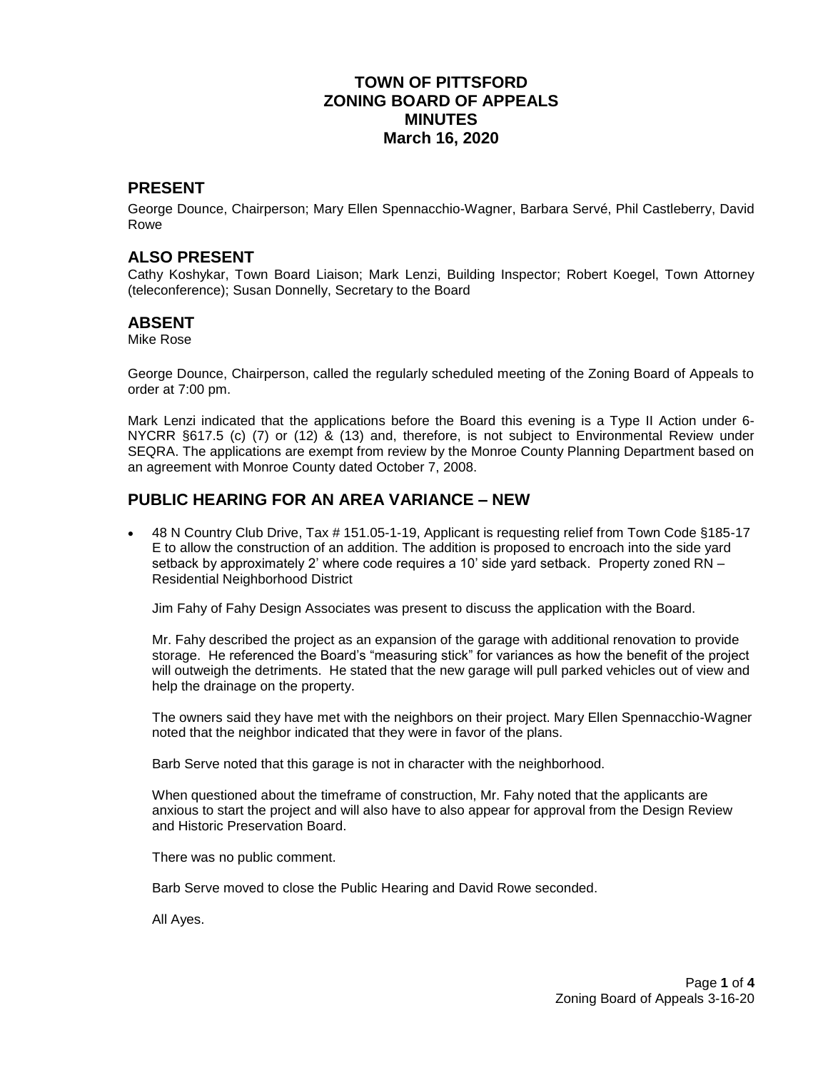# TOWN OF PITTSFORD
# ZONING BOARD OF APPEALS
# MINUTES
# March 16, 2020

## PRESENT

George Dounce, Chairperson; Mary Ellen Spennacchio-Wagner, Barbara Servé, Phil Castleberry, David Rowe

## ALSO PRESENT

Cathy Koshykar, Town Board Liaison; Mark Lenzi, Building Inspector; Robert Koegel, Town Attorney (teleconference); Susan Donnelly, Secretary to the Board

## ABSENT

Mike Rose

George Dounce, Chairperson, called the regularly scheduled meeting of the Zoning Board of Appeals to order at 7:00 pm.

Mark Lenzi indicated that the applications before the Board this evening is a Type II Action under 6-NYCRR §617.5 (c) (7) or (12) & (13) and, therefore, is not subject to Environmental Review under SEQRA. The applications are exempt from review by the Monroe County Planning Department based on an agreement with Monroe County dated October 7, 2008.

## PUBLIC HEARING FOR AN AREA VARIANCE – NEW

- 48 N Country Club Drive, Tax # 151.05-1-19, Applicant is requesting relief from Town Code §185-17 E to allow the construction of an addition. The addition is proposed to encroach into the side yard setback by approximately 2' where code requires a 10' side yard setback. Property zoned RN – Residential Neighborhood District

  Jim Fahy of Fahy Design Associates was present to discuss the application with the Board.

  Mr. Fahy described the project as an expansion of the garage with additional renovation to provide storage. He referenced the Board's "measuring stick" for variances as how the benefit of the project will outweigh the detriments. He stated that the new garage will pull parked vehicles out of view and help the drainage on the property.

  The owners said they have met with the neighbors on their project. Mary Ellen Spennacchio-Wagner noted that the neighbor indicated that they were in favor of the plans.

  Barb Serve noted that this garage is not in character with the neighborhood.

  When questioned about the timeframe of construction, Mr. Fahy noted that the applicants are anxious to start the project and will also have to also appear for approval from the Design Review and Historic Preservation Board.

  There was no public comment.

  Barb Serve moved to close the Public Hearing and David Rowe seconded.

  All Ayes.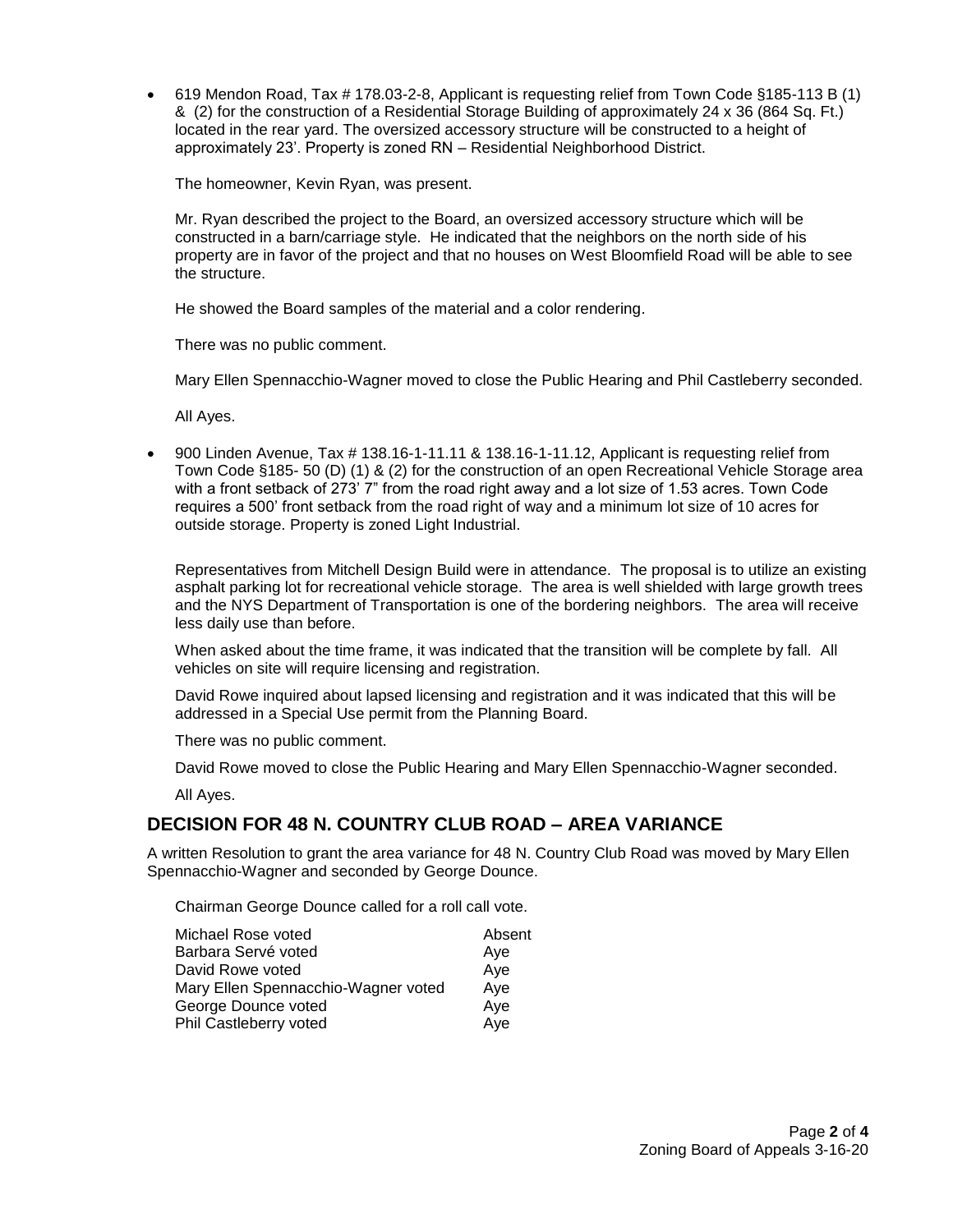- 619 Mendon Road, Tax # 178.03-2-8, Applicant is requesting relief from Town Code §185-113 B (1) & (2) for the construction of a Residential Storage Building of approximately 24 x 36 (864 Sq. Ft.) located in the rear yard. The oversized accessory structure will be constructed to a height of approximately 23'. Property is zoned RN – Residential Neighborhood District.

  The homeowner, Kevin Ryan, was present.

  Mr. Ryan described the project to the Board, an oversized accessory structure which will be constructed in a barn/carriage style. He indicated that the neighbors on the north side of his property are in favor of the project and that no houses on West Bloomfield Road will be able to see the structure.

  He showed the Board samples of the material and a color rendering.

  There was no public comment.

  Mary Ellen Spennacchio-Wagner moved to close the Public Hearing and Phil Castleberry seconded.

  All Ayes.

- 900 Linden Avenue, Tax # 138.16-1-11.11 & 138.16-1-11.12, Applicant is requesting relief from Town Code §185- 50 (D) (1) & (2) for the construction of an open Recreational Vehicle Storage area with a front setback of 273' 7" from the road right away and a lot size of 1.53 acres. Town Code requires a 500' front setback from the road right of way and a minimum lot size of 10 acres for outside storage. Property is zoned Light Industrial.

  Representatives from Mitchell Design Build were in attendance. The proposal is to utilize an existing asphalt parking lot for recreational vehicle storage. The area is well shielded with large growth trees and the NYS Department of Transportation is one of the bordering neighbors. The area will receive less daily use than before.

  When asked about the time frame, it was indicated that the transition will be complete by fall. All vehicles on site will require licensing and registration.

  David Rowe inquired about lapsed licensing and registration and it was indicated that this will be addressed in a Special Use permit from the Planning Board.

  There was no public comment.

  David Rowe moved to close the Public Hearing and Mary Ellen Spennacchio-Wagner seconded.

  All Ayes.

## DECISION FOR 48 N. COUNTRY CLUB ROAD – AREA VARIANCE

A written Resolution to grant the area variance for 48 N. Country Club Road was moved by Mary Ellen Spennacchio-Wagner and seconded by George Dounce.

Chairman George Dounce called for a roll call vote.

| | |
|---|---|
| Michael Rose voted | Absent |
| Barbara Servé voted | Aye |
| David Rowe voted | Aye |
| Mary Ellen Spennacchio-Wagner voted | Aye |
| George Dounce voted | Aye |
| Phil Castleberry voted | Aye |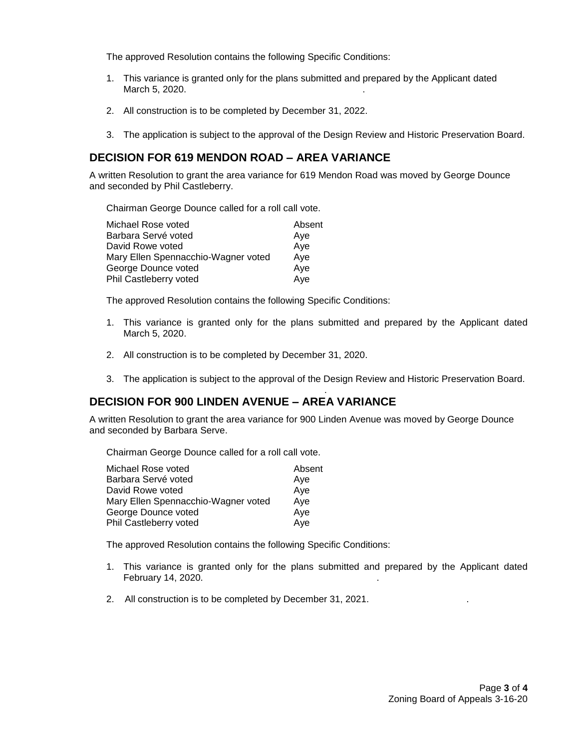The approved Resolution contains the following Specific Conditions:

1. This variance is granted only for the plans submitted and prepared by the Applicant dated March 5, 2020.

2. All construction is to be completed by December 31, 2022.

3. The application is subject to the approval of the Design Review and Historic Preservation Board.

## DECISION FOR 619 MENDON ROAD – AREA VARIANCE

A written Resolution to grant the area variance for 619 Mendon Road was moved by George Dounce and seconded by Phil Castleberry.

Chairman George Dounce called for a roll call vote.

| | |
|---|---|
| Michael Rose voted | Absent |
| Barbara Servé voted | Aye |
| David Rowe voted | Aye |
| Mary Ellen Spennacchio-Wagner voted | Aye |
| George Dounce voted | Aye |
| Phil Castleberry voted | Aye |

The approved Resolution contains the following Specific Conditions:

1. This variance is granted only for the plans submitted and prepared by the Applicant dated March 5, 2020.

2. All construction is to be completed by December 31, 2020.

3. The application is subject to the approval of the Design Review and Historic Preservation Board.

## DECISION FOR 900 LINDEN AVENUE – AREA VARIANCE

A written Resolution to grant the area variance for 900 Linden Avenue was moved by George Dounce and seconded by Barbara Serve.

Chairman George Dounce called for a roll call vote.

| | |
|---|---|
| Michael Rose voted | Absent |
| Barbara Servé voted | Aye |
| David Rowe voted | Aye |
| Mary Ellen Spennacchio-Wagner voted | Aye |
| George Dounce voted | Aye |
| Phil Castleberry voted | Aye |

The approved Resolution contains the following Specific Conditions:

1. This variance is granted only for the plans submitted and prepared by the Applicant dated February 14, 2020.

2. All construction is to be completed by December 31, 2021.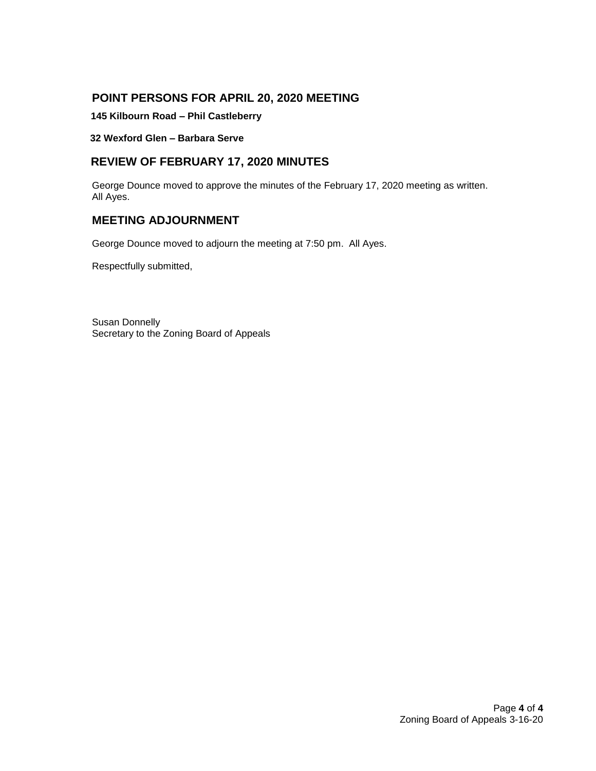## POINT PERSONS FOR APRIL 20, 2020 MEETING

**145 Kilbourn Road – Phil Castleberry**

**32 Wexford Glen – Barbara Serve**

## REVIEW OF FEBRUARY 17, 2020 MINUTES

George Dounce moved to approve the minutes of the February 17, 2020 meeting as written. All Ayes.

## MEETING ADJOURNMENT

George Dounce moved to adjourn the meeting at 7:50 pm. All Ayes.

Respectfully submitted,

Susan Donnelly
Secretary to the Zoning Board of Appeals